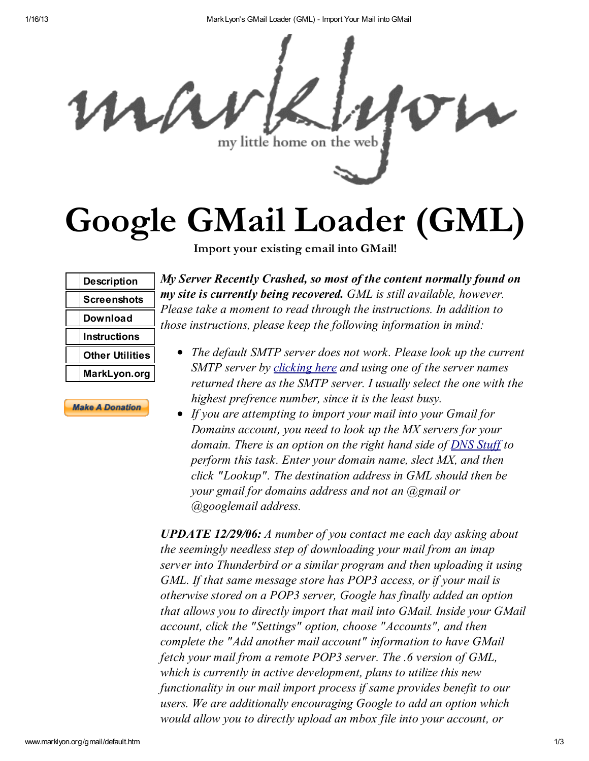marklyon

my little home on the web

# Google GMail Loader (GML)

**Import your existing email into GMail!**

- Description
- Screenshots
- Download
- Instructions
- Other Utilities
- MarkLyon.org

Make A Donation

***My Server Recently Crashed, so most of the content normally found on my site is currently being recovered.*** *GML is still available, however. Please take a moment to read through the instructions. In addition to those instructions, please keep the following information in mind:*

- *The default SMTP server does not work. Please look up the current SMTP server by [clicking here](#) and using one of the server names returned there as the SMTP server. I usually select the one with the highest prefrence number, since it is the least busy.*
- *If you are attempting to import your mail into your Gmail for Domains account, you need to look up the MX servers for your domain. There is an option on the right hand side of [DNS Stuff](#) to perform this task. Enter your domain name, slect MX, and then click "Lookup". The destination address in GML should then be your gmail for domains address and not an @gmail or @googlemail address.*

***UPDATE 12/29/06:*** *A number of you contact me each day asking about the seemingly needless step of downloading your mail from an imap server into Thunderbird or a similar program and then uploading it using GML. If that same message store has POP3 access, or if your mail is otherwise stored on a POP3 server, Google has finally added an option that allows you to directly import that mail into GMail. Inside your GMail account, click the "Settings" option, choose "Accounts", and then complete the "Add another mail account" information to have GMail fetch your mail from a remote POP3 server. The .6 version of GML, which is currently in active development, plans to utilize this new functionality in our mail import process if same provides benefit to our users. We are additionally encouraging Google to add an option which would allow you to directly upload an mbox file into your account, or*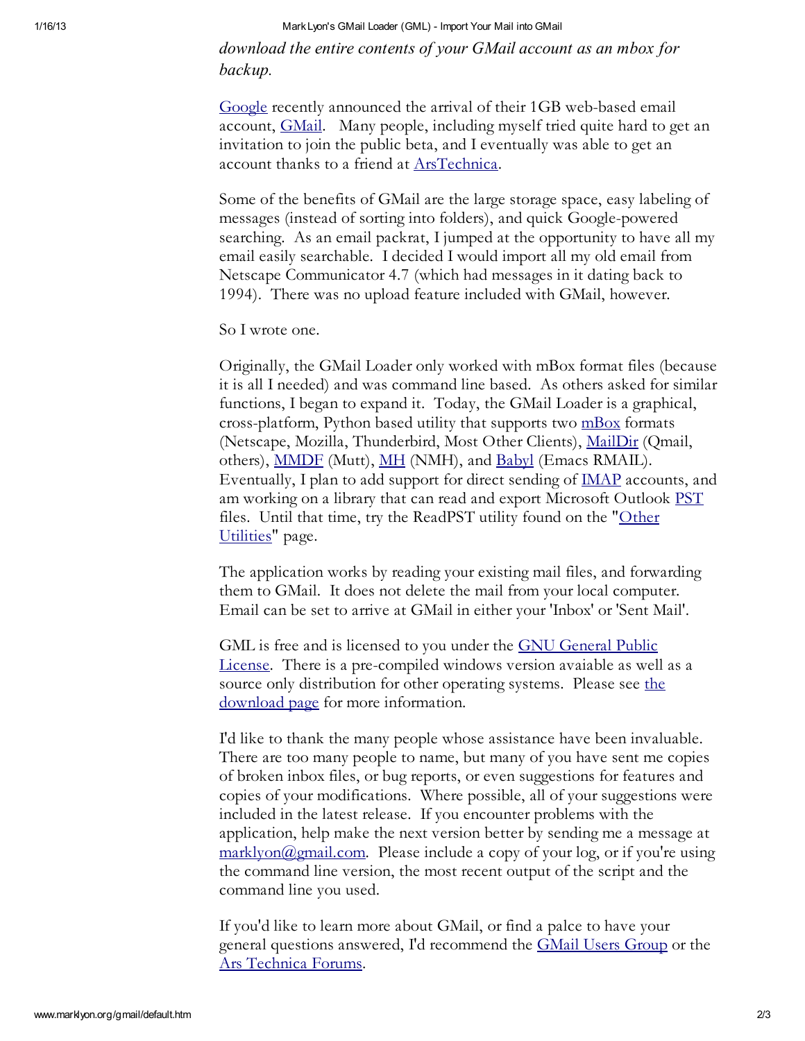*download the entire contents of your GMail account as an mbox for backup.*

Google recently announced the arrival of their 1GB web-based email account, GMail. Many people, including myself tried quite hard to get an invitation to join the public beta, and I eventually was able to get an account thanks to a friend at ArsTechnica.

Some of the benefits of GMail are the large storage space, easy labeling of messages (instead of sorting into folders), and quick Google-powered searching. As an email packrat, I jumped at the opportunity to have all my email easily searchable. I decided I would import all my old email from Netscape Communicator 4.7 (which had messages in it dating back to 1994). There was no upload feature included with GMail, however.

So I wrote one.

Originally, the GMail Loader only worked with mBox format files (because it is all I needed) and was command line based. As others asked for similar functions, I began to expand it. Today, the GMail Loader is a graphical, cross-platform, Python based utility that supports two mBox formats (Netscape, Mozilla, Thunderbird, Most Other Clients), MailDir (Qmail, others), MMDF (Mutt), MH (NMH), and Babyl (Emacs RMAIL). Eventually, I plan to add support for direct sending of IMAP accounts, and am working on a library that can read and export Microsoft Outlook PST files. Until that time, try the ReadPST utility found on the "Other Utilities" page.

The application works by reading your existing mail files, and forwarding them to GMail. It does not delete the mail from your local computer. Email can be set to arrive at GMail in either your 'Inbox' or 'Sent Mail'.

GML is free and is licensed to you under the GNU General Public License. There is a pre-compiled windows version avaiable as well as a source only distribution for other operating systems. Please see the download page for more information.

I'd like to thank the many people whose assistance have been invaluable. There are too many people to name, but many of you have sent me copies of broken inbox files, or bug reports, or even suggestions for features and copies of your modifications. Where possible, all of your suggestions were included in the latest release. If you encounter problems with the application, help make the next version better by sending me a message at marklyon@gmail.com. Please include a copy of your log, or if you're using the command line version, the most recent output of the script and the command line you used.

If you'd like to learn more about GMail, or find a palce to have your general questions answered, I'd recommend the GMail Users Group or the Ars Technica Forums.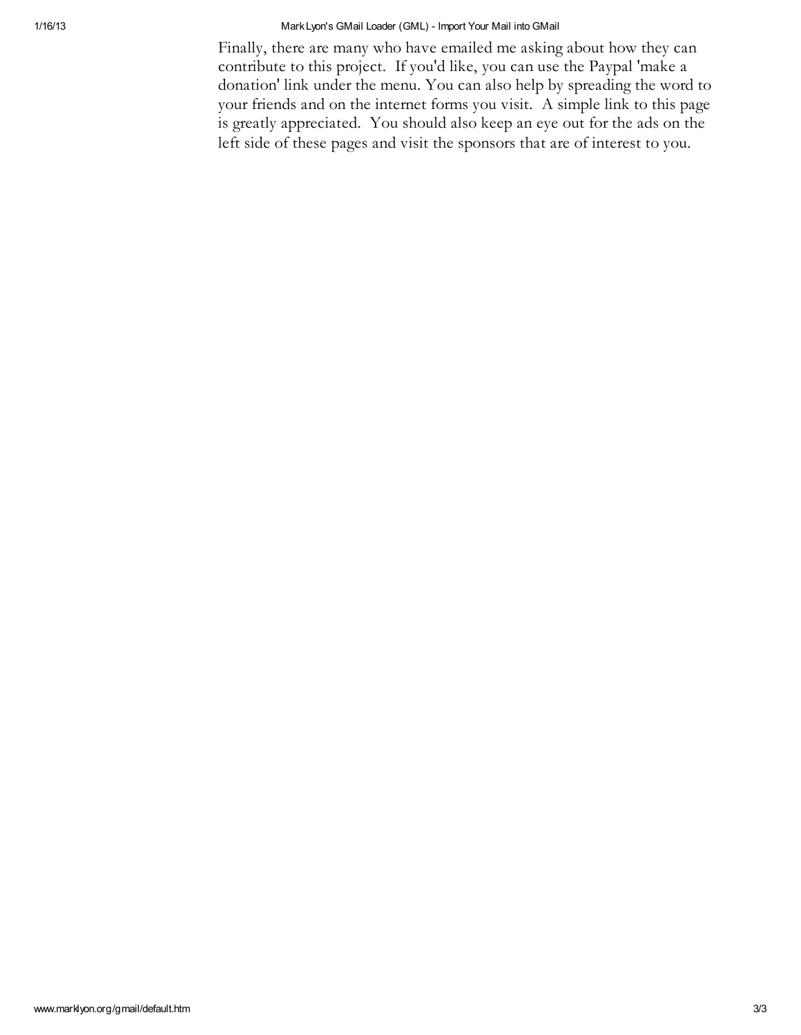Finally, there are many who have emailed me asking about how they can contribute to this project. If you'd like, you can use the Paypal 'make a donation' link under the menu. You can also help by spreading the word to your friends and on the internet forms you visit. A simple link to this page is greatly appreciated. You should also keep an eye out for the ads on the left side of these pages and visit the sponsors that are of interest to you.